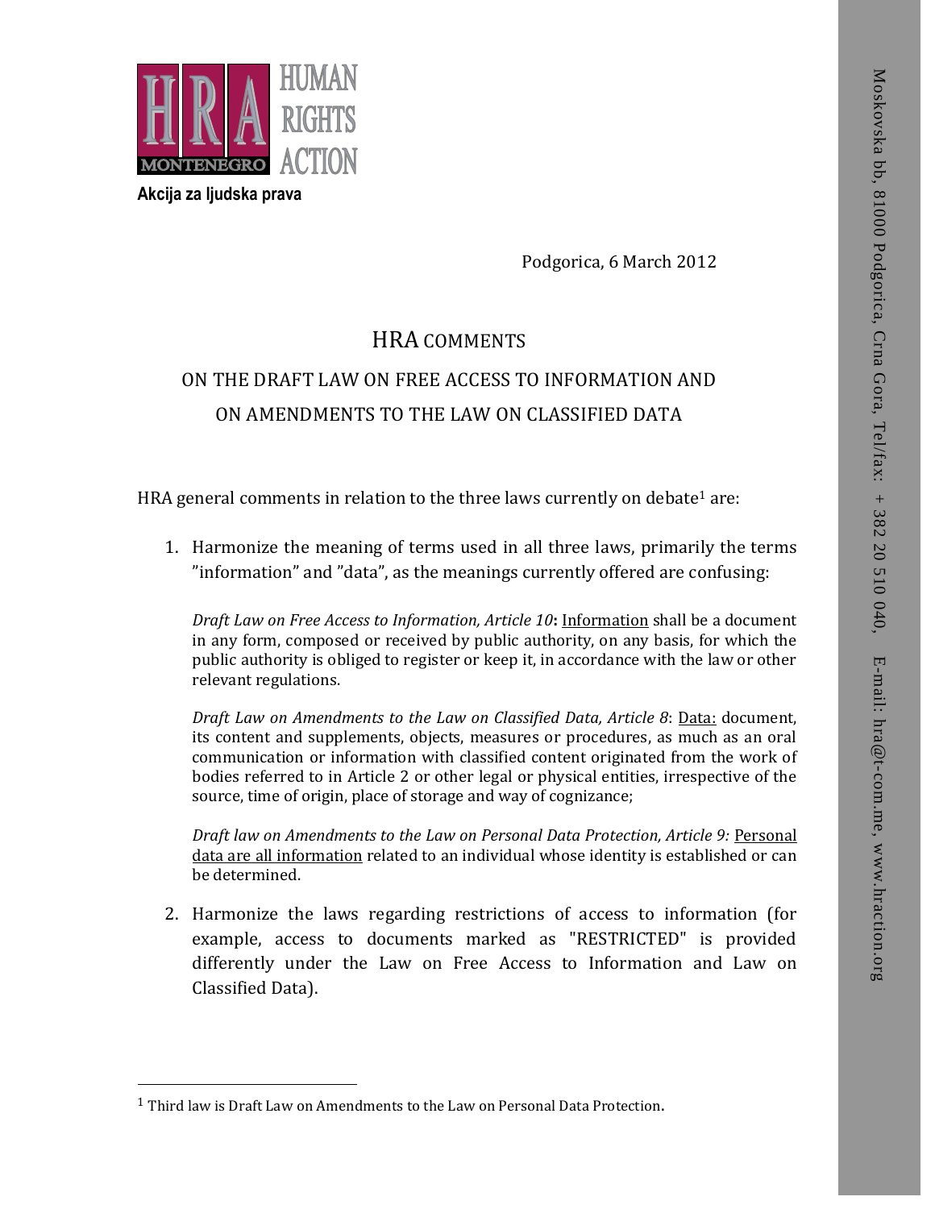**HUMAN RIGHTS ACTION**

**Akcija za ljudska prava**

Moskovska bb, 81000 Podgorica, Crna Gora, Tel/fax: + 382 20 510 040, E-mail: hra@t-com.me, www.hraction.org

Podgorica, 6 March 2012

# HRA COMMENTS

## ON THE DRAFT LAW ON FREE ACCESS TO INFORMATION AND ON AMENDMENTS TO THE LAW ON CLASSIFIED DATA

HRA general comments in relation to the three laws currently on debate[1] are:

1. Harmonize the meaning of terms used in all three laws, primarily the terms "information" and "data", as the meanings currently offered are confusing:

   *Draft Law on Free Access to Information, Article 10***:** Information shall be a document in any form, composed or received by public authority, on any basis, for which the public authority is obliged to register or keep it, in accordance with the law or other relevant regulations.

   *Draft Law on Amendments to the Law on Classified Data, Article 8*: Data: document, its content and supplements, objects, measures or procedures, as much as an oral communication or information with classified content originated from the work of bodies referred to in Article 2 or other legal or physical entities, irrespective of the source, time of origin, place of storage and way of cognizance;

   *Draft law on Amendments to the Law on Personal Data Protection, Article 9:* Personal data are all information related to an individual whose identity is established or can be determined.

2. Harmonize the laws regarding restrictions of access to information (for example, access to documents marked as "RESTRICTED" is provided differently under the Law on Free Access to Information and Law on Classified Data).

[1] Third law is Draft Law on Amendments to the Law on Personal Data Protection.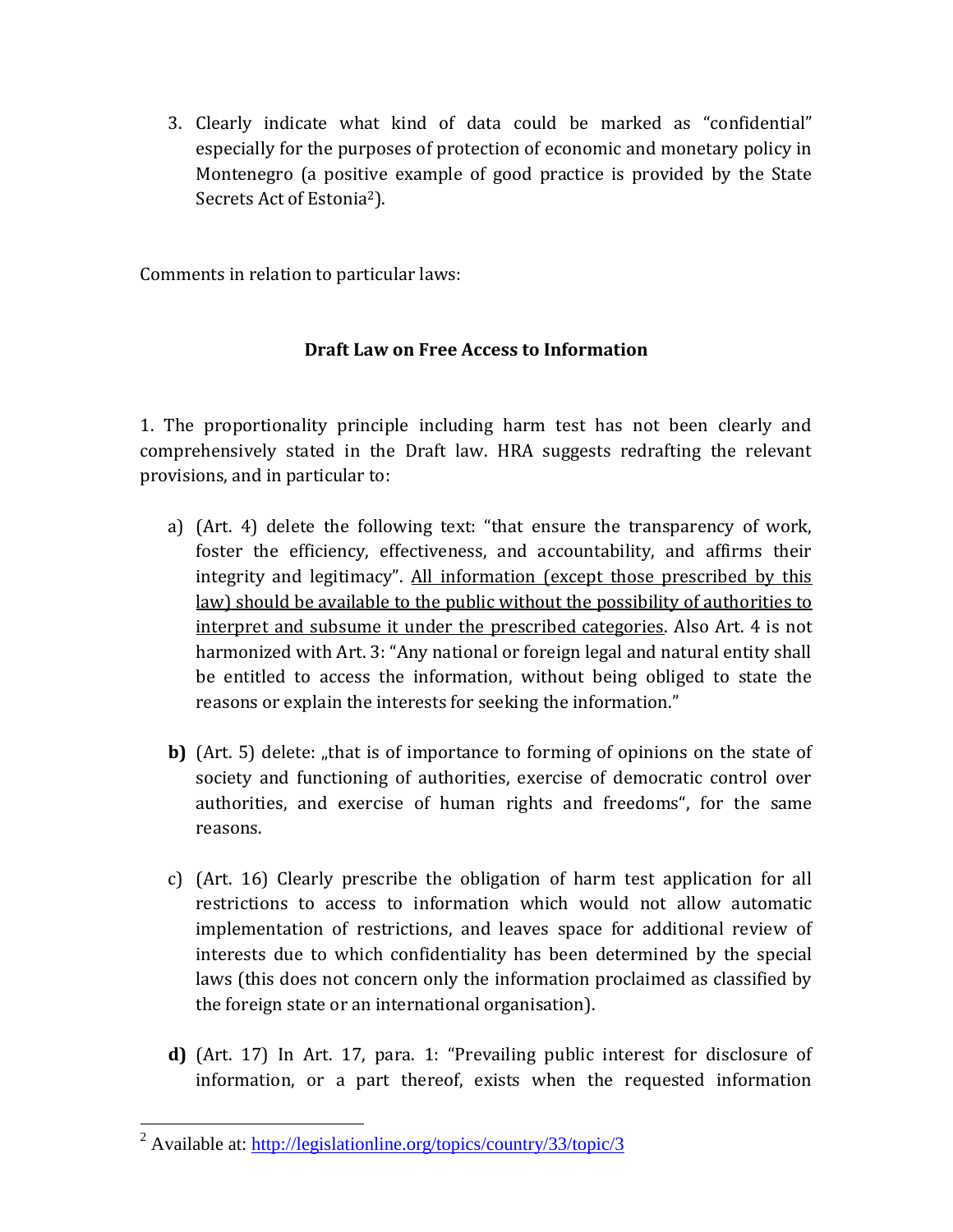3. Clearly indicate what kind of data could be marked as "confidential" especially for the purposes of protection of economic and monetary policy in Montenegro (a positive example of good practice is provided by the State Secrets Act of Estonia[2]).

Comments in relation to particular laws:

### Draft Law on Free Access to Information

1. The proportionality principle including harm test has not been clearly and comprehensively stated in the Draft law. HRA suggests redrafting the relevant provisions, and in particular to:

a) (Art. 4) delete the following text: "that ensure the transparency of work, foster the efficiency, effectiveness, and accountability, and affirms their integrity and legitimacy". <u>All information (except those prescribed by this law) should be available to the public without the possibility of authorities to interpret and subsume it under the prescribed categories</u>. Also Art. 4 is not harmonized with Art. 3: "Any national or foreign legal and natural entity shall be entitled to access the information, without being obliged to state the reasons or explain the interests for seeking the information."

**b)** (Art. 5) delete: „that is of importance to forming of opinions on the state of society and functioning of authorities, exercise of democratic control over authorities, and exercise of human rights and freedoms", for the same reasons.

c) (Art. 16) Clearly prescribe the obligation of harm test application for all restrictions to access to information which would not allow automatic implementation of restrictions, and leaves space for additional review of interests due to which confidentiality has been determined by the special laws (this does not concern only the information proclaimed as classified by the foreign state or an international organisation).

**d)** (Art. 17) In Art. 17, para. 1: "Prevailing public interest for disclosure of information, or a part thereof, exists when the requested information

---

[2] Available at: http://legislationline.org/topics/country/33/topic/3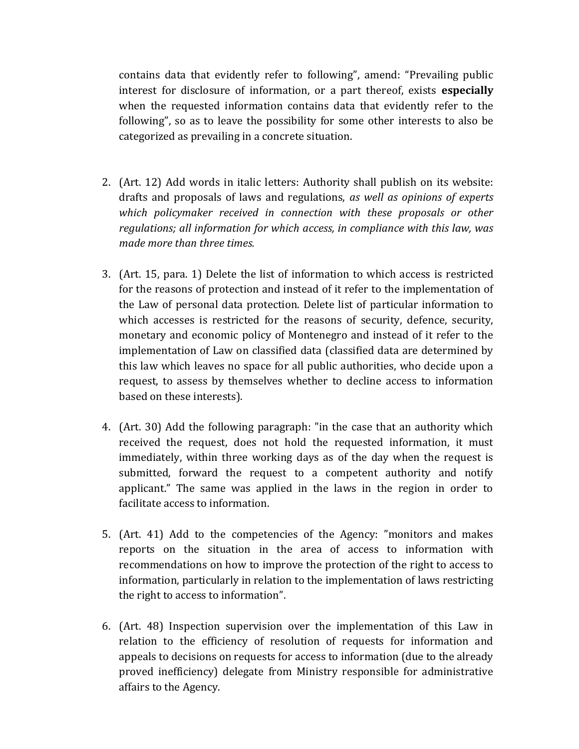contains data that evidently refer to following", amend: "Prevailing public interest for disclosure of information, or a part thereof, exists **especially** when the requested information contains data that evidently refer to the following", so as to leave the possibility for some other interests to also be categorized as prevailing in a concrete situation.

2. (Art. 12) Add words in italic letters: Authority shall publish on its website: drafts and proposals of laws and regulations, *as well as opinions of experts which policymaker received in connection with these proposals or other regulations; all information for which access, in compliance with this law, was made more than three times.*

3. (Art. 15, para. 1) Delete the list of information to which access is restricted for the reasons of protection and instead of it refer to the implementation of the Law of personal data protection. Delete list of particular information to which accesses is restricted for the reasons of security, defence, security, monetary and economic policy of Montenegro and instead of it refer to the implementation of Law on classified data (classified data are determined by this law which leaves no space for all public authorities, who decide upon a request, to assess by themselves whether to decline access to information based on these interests).

4. (Art. 30) Add the following paragraph: "in the case that an authority which received the request, does not hold the requested information, it must immediately, within three working days as of the day when the request is submitted, forward the request to a competent authority and notify applicant." The same was applied in the laws in the region in order to facilitate access to information.

5. (Art. 41) Add to the competencies of the Agency: "monitors and makes reports on the situation in the area of access to information with recommendations on how to improve the protection of the right to access to information, particularly in relation to the implementation of laws restricting the right to access to information".

6. (Art. 48) Inspection supervision over the implementation of this Law in relation to the efficiency of resolution of requests for information and appeals to decisions on requests for access to information (due to the already proved inefficiency) delegate from Ministry responsible for administrative affairs to the Agency.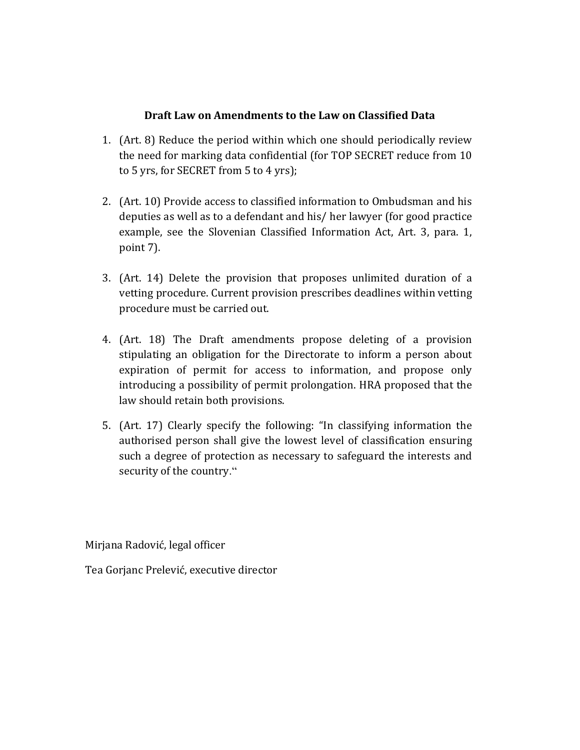**Draft Law on Amendments to the Law on Classified Data**

1. (Art. 8) Reduce the period within which one should periodically review the need for marking data confidential (for TOP SECRET reduce from 10 to 5 yrs, for SECRET from 5 to 4 yrs);

2. (Art. 10) Provide access to classified information to Ombudsman and his deputies as well as to a defendant and his/ her lawyer (for good practice example, see the Slovenian Classified Information Act, Art. 3, para. 1, point 7).

3. (Art. 14) Delete the provision that proposes unlimited duration of a vetting procedure. Current provision prescribes deadlines within vetting procedure must be carried out.

4. (Art. 18) The Draft amendments propose deleting of a provision stipulating an obligation for the Directorate to inform a person about expiration of permit for access to information, and propose only introducing a possibility of permit prolongation. HRA proposed that the law should retain both provisions.

5. (Art. 17) Clearly specify the following: "In classifying information the authorised person shall give the lowest level of classification ensuring such a degree of protection as necessary to safeguard the interests and security of the country."

Mirjana Radović, legal officer

Tea Gorjanc Prelević, executive director